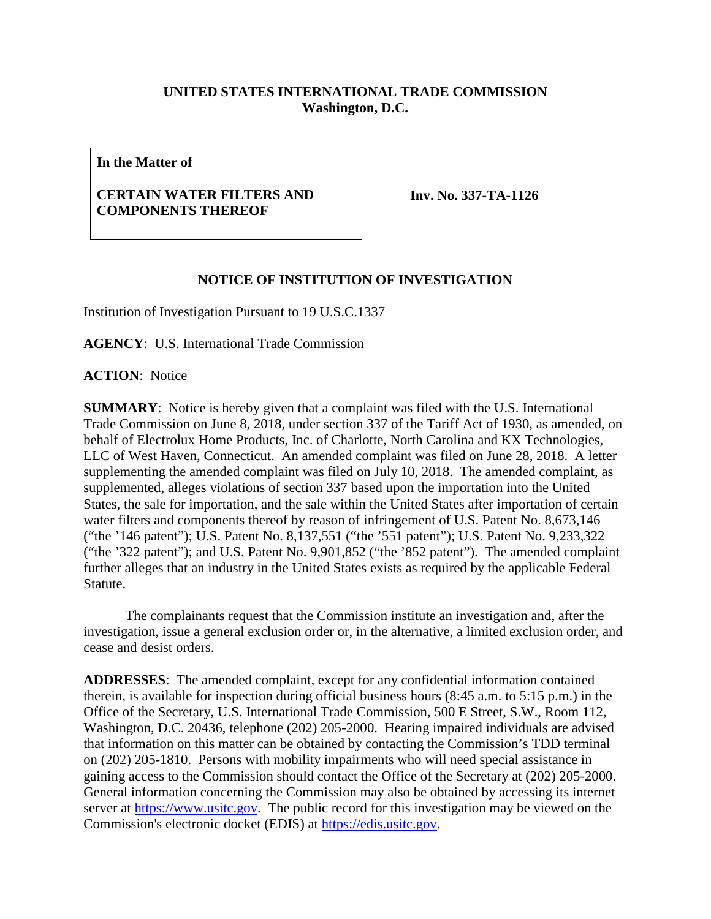**UNITED STATES INTERNATIONAL TRADE COMMISSION**
**Washington, D.C.**

| **In the Matter of** **CERTAIN WATER FILTERS AND COMPONENTS THEREOF** | **Inv. No. 337-TA-1126** |
|---|---|

## NOTICE OF INSTITUTION OF INVESTIGATION

Institution of Investigation Pursuant to 19 U.S.C.1337

**AGENCY**: U.S. International Trade Commission

**ACTION**: Notice

**SUMMARY**: Notice is hereby given that a complaint was filed with the U.S. International Trade Commission on June 8, 2018, under section 337 of the Tariff Act of 1930, as amended, on behalf of Electrolux Home Products, Inc. of Charlotte, North Carolina and KX Technologies, LLC of West Haven, Connecticut. An amended complaint was filed on June 28, 2018. A letter supplementing the amended complaint was filed on July 10, 2018. The amended complaint, as supplemented, alleges violations of section 337 based upon the importation into the United States, the sale for importation, and the sale within the United States after importation of certain water filters and components thereof by reason of infringement of U.S. Patent No. 8,673,146 ("the '146 patent"); U.S. Patent No. 8,137,551 ("the '551 patent"); U.S. Patent No. 9,233,322 ("the '322 patent"); and U.S. Patent No. 9,901,852 ("the '852 patent"). The amended complaint further alleges that an industry in the United States exists as required by the applicable Federal Statute.

The complainants request that the Commission institute an investigation and, after the investigation, issue a general exclusion order or, in the alternative, a limited exclusion order, and cease and desist orders.

**ADDRESSES**: The amended complaint, except for any confidential information contained therein, is available for inspection during official business hours (8:45 a.m. to 5:15 p.m.) in the Office of the Secretary, U.S. International Trade Commission, 500 E Street, S.W., Room 112, Washington, D.C. 20436, telephone (202) 205-2000. Hearing impaired individuals are advised that information on this matter can be obtained by contacting the Commission's TDD terminal on (202) 205-1810. Persons with mobility impairments who will need special assistance in gaining access to the Commission should contact the Office of the Secretary at (202) 205-2000. General information concerning the Commission may also be obtained by accessing its internet server at https://www.usitc.gov. The public record for this investigation may be viewed on the Commission's electronic docket (EDIS) at https://edis.usitc.gov.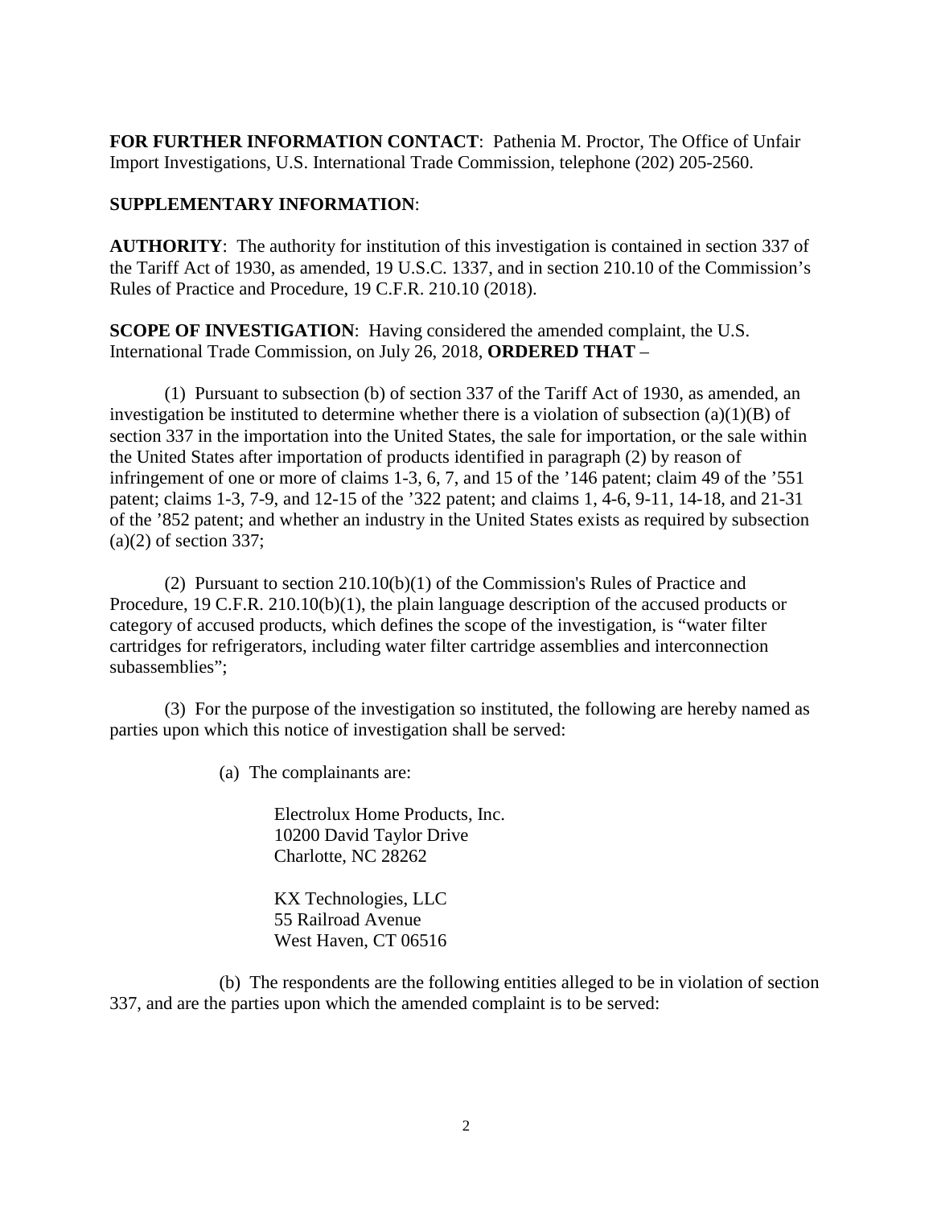**FOR FURTHER INFORMATION CONTACT**: Pathenia M. Proctor, The Office of Unfair Import Investigations, U.S. International Trade Commission, telephone (202) 205-2560.

**SUPPLEMENTARY INFORMATION**:

**AUTHORITY**: The authority for institution of this investigation is contained in section 337 of the Tariff Act of 1930, as amended, 19 U.S.C. 1337, and in section 210.10 of the Commission's Rules of Practice and Procedure, 19 C.F.R. 210.10 (2018).

**SCOPE OF INVESTIGATION**: Having considered the amended complaint, the U.S. International Trade Commission, on July 26, 2018, **ORDERED THAT** –

(1) Pursuant to subsection (b) of section 337 of the Tariff Act of 1930, as amended, an investigation be instituted to determine whether there is a violation of subsection (a)(1)(B) of section 337 in the importation into the United States, the sale for importation, or the sale within the United States after importation of products identified in paragraph (2) by reason of infringement of one or more of claims 1-3, 6, 7, and 15 of the '146 patent; claim 49 of the '551 patent; claims 1-3, 7-9, and 12-15 of the '322 patent; and claims 1, 4-6, 9-11, 14-18, and 21-31 of the '852 patent; and whether an industry in the United States exists as required by subsection (a)(2) of section 337;

(2) Pursuant to section 210.10(b)(1) of the Commission's Rules of Practice and Procedure, 19 C.F.R. 210.10(b)(1), the plain language description of the accused products or category of accused products, which defines the scope of the investigation, is "water filter cartridges for refrigerators, including water filter cartridge assemblies and interconnection subassemblies";

(3) For the purpose of the investigation so instituted, the following are hereby named as parties upon which this notice of investigation shall be served:

(a) The complainants are:

Electrolux Home Products, Inc.
10200 David Taylor Drive
Charlotte, NC 28262

KX Technologies, LLC
55 Railroad Avenue
West Haven, CT 06516

(b) The respondents are the following entities alleged to be in violation of section 337, and are the parties upon which the amended complaint is to be served: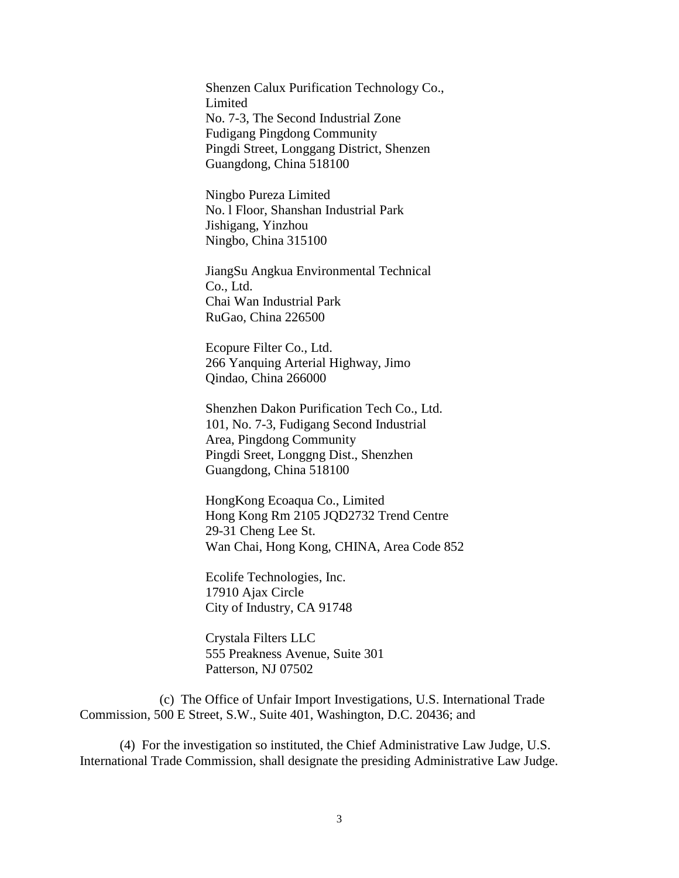Shenzen Calux Purification Technology Co., Limited
No. 7-3, The Second Industrial Zone
Fudigang Pingdong Community
Pingdi Street, Longgang District, Shenzen
Guangdong, China 518100

Ningbo Pureza Limited
No. l Floor, Shanshan Industrial Park
Jishigang, Yinzhou
Ningbo, China 315100

JiangSu Angkua Environmental Technical Co., Ltd.
Chai Wan Industrial Park
RuGao, China 226500

Ecopure Filter Co., Ltd.
266 Yanquing Arterial Highway, Jimo
Qindao, China 266000

Shenzhen Dakon Purification Tech Co., Ltd.
101, No. 7-3, Fudigang Second Industrial Area, Pingdong Community
Pingdi Sreet, Longgng Dist., Shenzhen
Guangdong, China 518100

HongKong Ecoaqua Co., Limited
Hong Kong Rm 2105 JQD2732 Trend Centre
29-31 Cheng Lee St.
Wan Chai, Hong Kong, CHINA, Area Code 852

Ecolife Technologies, Inc.
17910 Ajax Circle
City of Industry, CA 91748

Crystala Filters LLC
555 Preakness Avenue, Suite 301
Patterson, NJ 07502

(c) The Office of Unfair Import Investigations, U.S. International Trade Commission, 500 E Street, S.W., Suite 401, Washington, D.C. 20436; and

(4) For the investigation so instituted, the Chief Administrative Law Judge, U.S. International Trade Commission, shall designate the presiding Administrative Law Judge.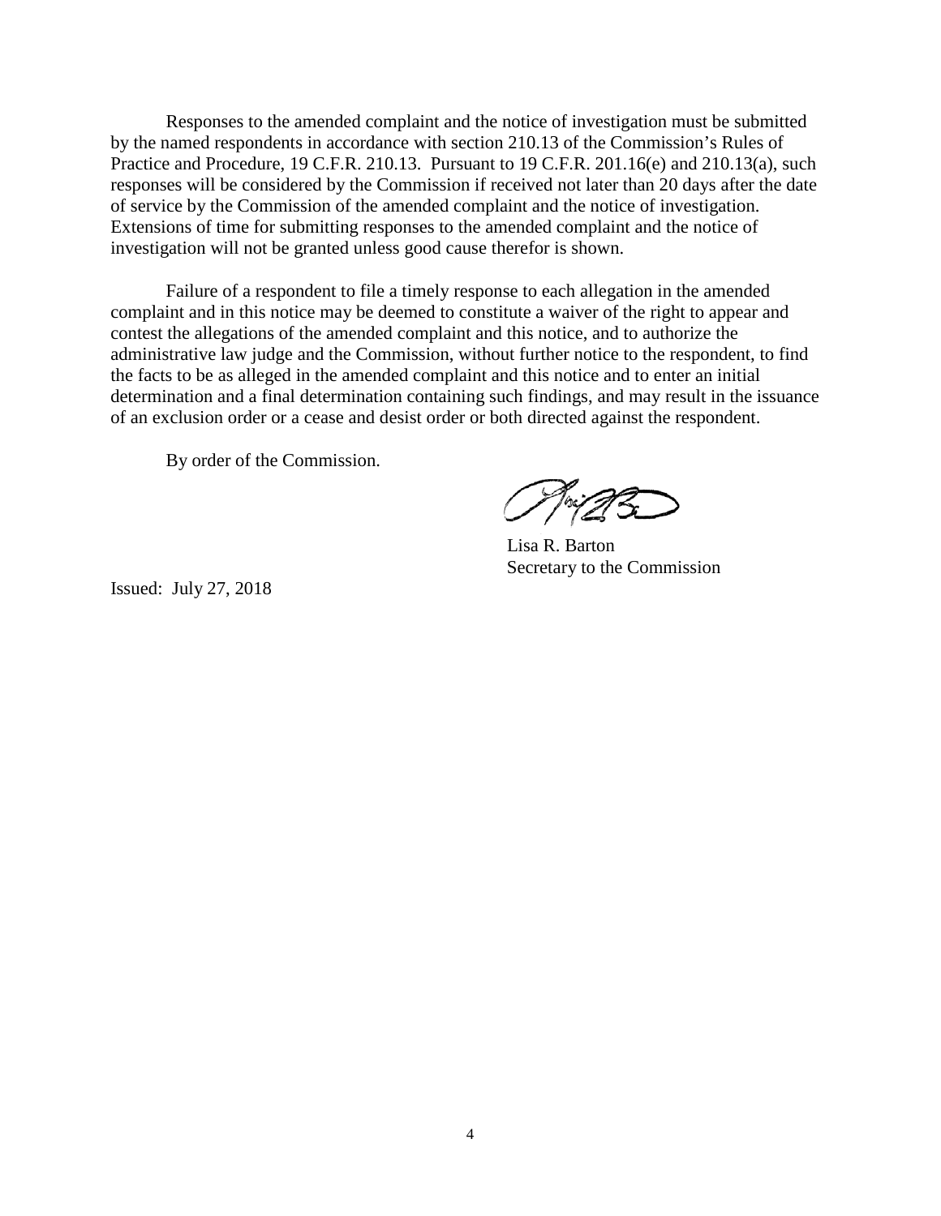Responses to the amended complaint and the notice of investigation must be submitted by the named respondents in accordance with section 210.13 of the Commission's Rules of Practice and Procedure, 19 C.F.R. 210.13. Pursuant to 19 C.F.R. 201.16(e) and 210.13(a), such responses will be considered by the Commission if received not later than 20 days after the date of service by the Commission of the amended complaint and the notice of investigation. Extensions of time for submitting responses to the amended complaint and the notice of investigation will not be granted unless good cause therefor is shown.

Failure of a respondent to file a timely response to each allegation in the amended complaint and in this notice may be deemed to constitute a waiver of the right to appear and contest the allegations of the amended complaint and this notice, and to authorize the administrative law judge and the Commission, without further notice to the respondent, to find the facts to be as alleged in the amended complaint and this notice and to enter an initial determination and a final determination containing such findings, and may result in the issuance of an exclusion order or a cease and desist order or both directed against the respondent.

By order of the Commission.

Lisa R. Barton
Secretary to the Commission

Issued: July 27, 2018